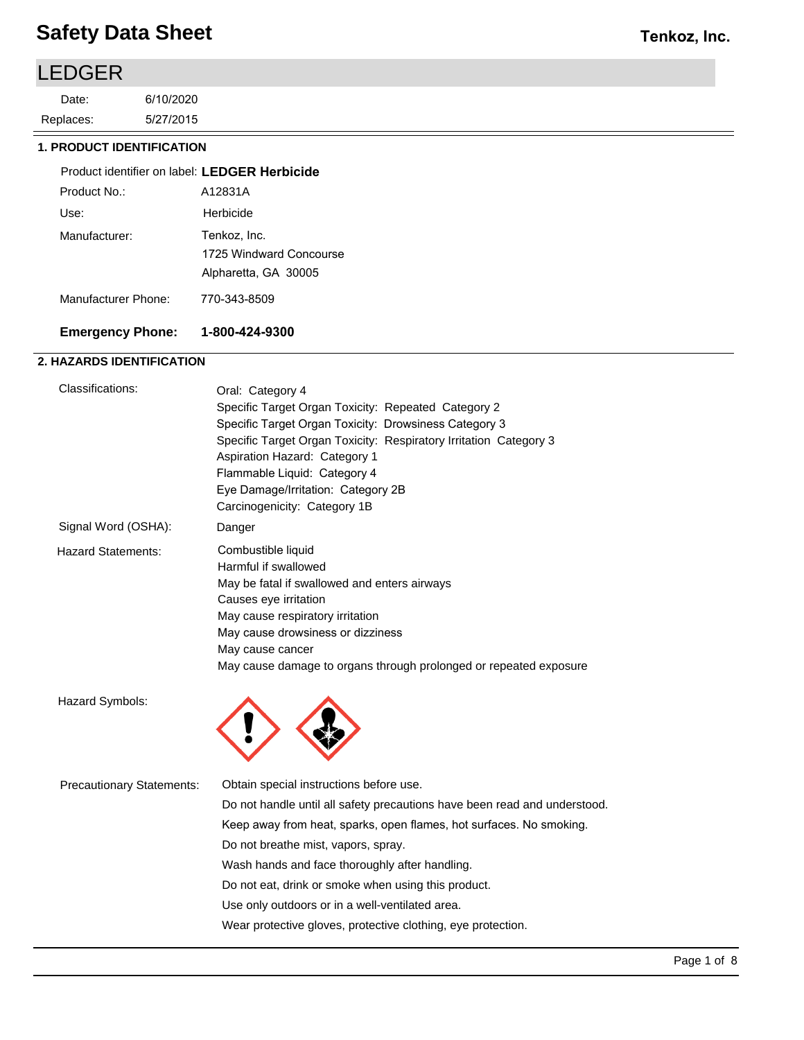# Safety Data Sheet

**Tenkoz, Inc.**

## LEDGER

Date: 6/10/2020
Replaces: 5/27/2015

### 1. PRODUCT IDENTIFICATION

| | |
|---|---|
| Product identifier on label: | **LEDGER Herbicide** |
| Product No.: | A12831A |
| Use: | Herbicide |
| Manufacturer: | Tenkoz, Inc.<br>1725 Windward Concourse<br>Alpharetta, GA 30005 |
| Manufacturer Phone: | 770-343-8509 |
| **Emergency Phone:** | **1-800-424-9300** |

### 2. HAZARDS IDENTIFICATION

**Classifications:**

Oral: Category 4
Specific Target Organ Toxicity: Repeated Category 2
Specific Target Organ Toxicity: Drowsiness Category 3
Specific Target Organ Toxicity: Respiratory Irritation Category 3
Aspiration Hazard: Category 1
Flammable Liquid: Category 4
Eye Damage/Irritation: Category 2B
Carcinogenicity: Category 1B

**Signal Word (OSHA):** Danger

**Hazard Statements:**

Combustible liquid
Harmful if swallowed
May be fatal if swallowed and enters airways
Causes eye irritation
May cause respiratory irritation
May cause drowsiness or dizziness
May cause cancer
May cause damage to organs through prolonged or repeated exposure

**Hazard Symbols:**

**Precautionary Statements:**

Obtain special instructions before use.
Do not handle until all safety precautions have been read and understood.
Keep away from heat, sparks, open flames, hot surfaces. No smoking.
Do not breathe mist, vapors, spray.
Wash hands and face thoroughly after handling.
Do not eat, drink or smoke when using this product.
Use only outdoors or in a well-ventilated area.
Wear protective gloves, protective clothing, eye protection.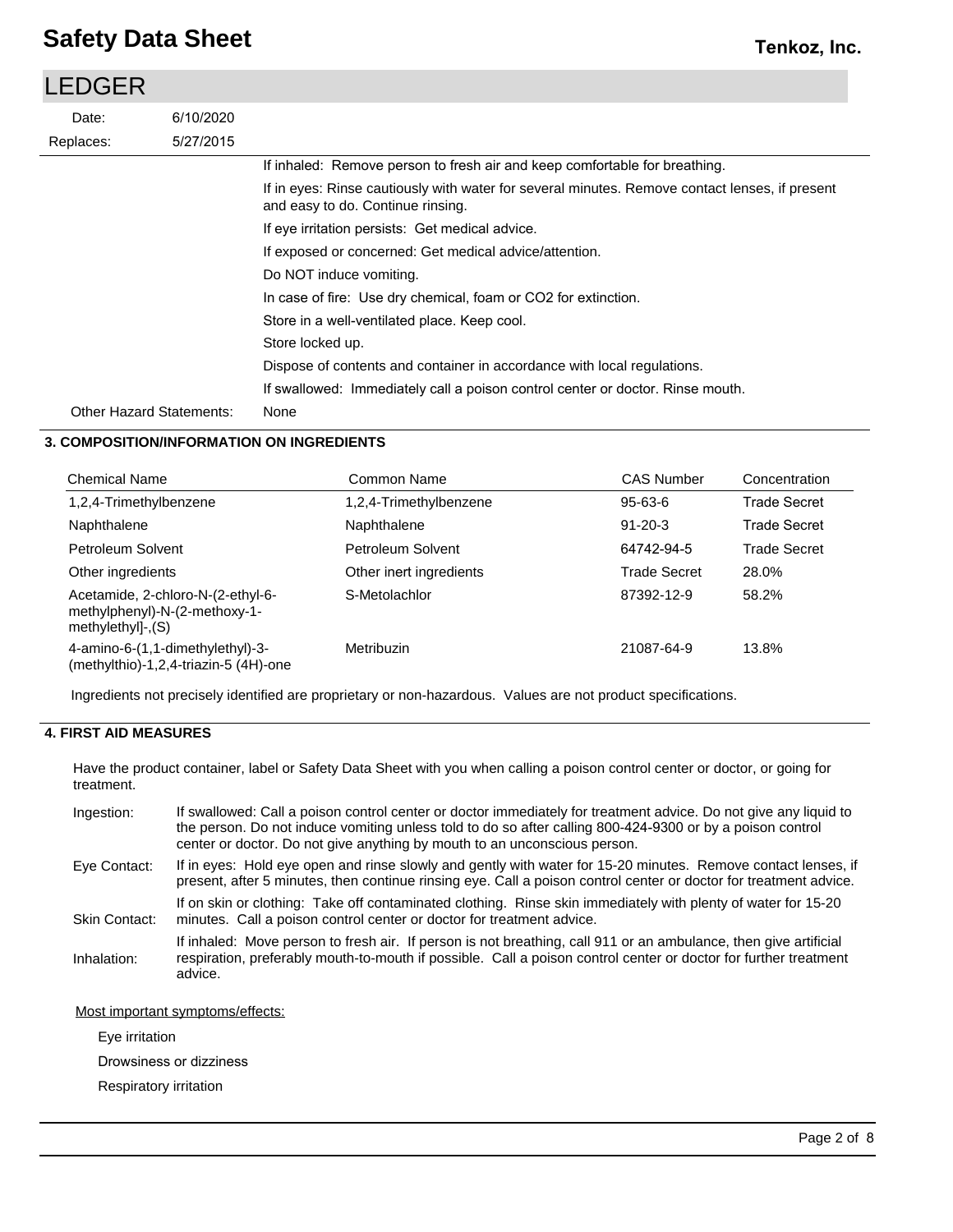| | |
|---|---|
| | If inhaled: Remove person to fresh air and keep comfortable for breathing. |
| | If in eyes: Rinse cautiously with water for several minutes. Remove contact lenses, if present and easy to do. Continue rinsing. |
| | If eye irritation persists: Get medical advice. |
| | If exposed or concerned: Get medical advice/attention. |
| | Do NOT induce vomiting. |
| | In case of fire: Use dry chemical, foam or CO2 for extinction. |
| | Store in a well-ventilated place. Keep cool. |
| | Store locked up. |
| | Dispose of contents and container in accordance with local regulations. |
| | If swallowed: Immediately call a poison control center or doctor. Rinse mouth. |
| Other Hazard Statements: | None |

## 3. COMPOSITION/INFORMATION ON INGREDIENTS

| Chemical Name | Common Name | CAS Number | Concentration |
|---|---|---|---|
| 1,2,4-Trimethylbenzene | 1,2,4-Trimethylbenzene | 95-63-6 | Trade Secret |
| Naphthalene | Naphthalene | 91-20-3 | Trade Secret |
| Petroleum Solvent | Petroleum Solvent | 64742-94-5 | Trade Secret |
| Other ingredients | Other inert ingredients | Trade Secret | 28.0% |
| Acetamide, 2-chloro-N-(2-ethyl-6-methylphenyl)-N-(2-methoxy-1-methylethyl]-,(S) | S-Metolachlor | 87392-12-9 | 58.2% |
| 4-amino-6-(1,1-dimethylethyl)-3-(methylthio)-1,2,4-triazin-5 (4H)-one | Metribuzin | 21087-64-9 | 13.8% |

Ingredients not precisely identified are proprietary or non-hazardous. Values are not product specifications.

## 4. FIRST AID MEASURES

Have the product container, label or Safety Data Sheet with you when calling a poison control center or doctor, or going for treatment.

| | |
|---|---|
| Ingestion: | If swallowed: Call a poison control center or doctor immediately for treatment advice. Do not give any liquid to the person. Do not induce vomiting unless told to do so after calling 800-424-9300 or by a poison control center or doctor. Do not give anything by mouth to an unconscious person. |
| Eye Contact: | If in eyes: Hold eye open and rinse slowly and gently with water for 15-20 minutes. Remove contact lenses, if present, after 5 minutes, then continue rinsing eye. Call a poison control center or doctor for treatment advice. |
| Skin Contact: | If on skin or clothing: Take off contaminated clothing. Rinse skin immediately with plenty of water for 15-20 minutes. Call a poison control center or doctor for treatment advice. |
| Inhalation: | If inhaled: Move person to fresh air. If person is not breathing, call 911 or an ambulance, then give artificial respiration, preferably mouth-to-mouth if possible. Call a poison control center or doctor for further treatment advice. |

Most important symptoms/effects:

Eye irritation

Drowsiness or dizziness

Respiratory irritation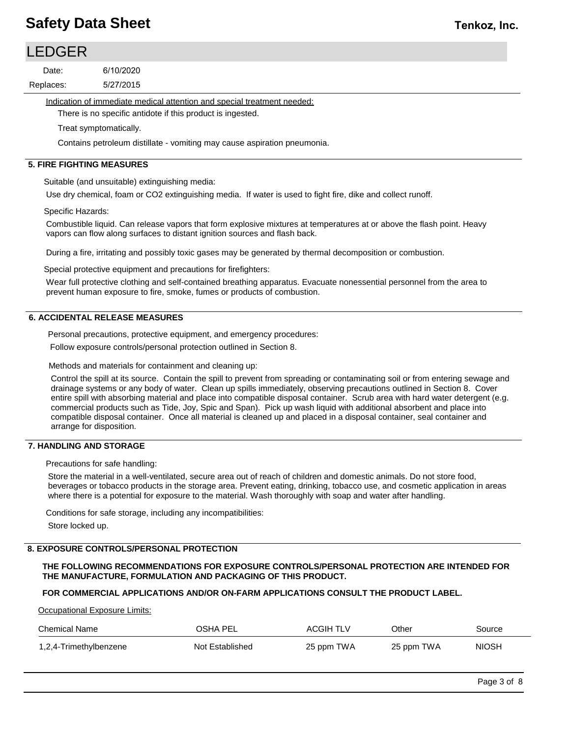Indication of immediate medical attention and special treatment needed:

There is no specific antidote if this product is ingested.

Treat symptomatically.

Contains petroleum distillate - vomiting may cause aspiration pneumonia.

## 5. FIRE FIGHTING MEASURES

Suitable (and unsuitable) extinguishing media:

Use dry chemical, foam or $CO_2$ extinguishing media. If water is used to fight fire, dike and collect runoff.

Specific Hazards:

Combustible liquid. Can release vapors that form explosive mixtures at temperatures at or above the flash point. Heavy vapors can flow along surfaces to distant ignition sources and flash back.

During a fire, irritating and possibly toxic gases may be generated by thermal decomposition or combustion.

Special protective equipment and precautions for firefighters:

Wear full protective clothing and self-contained breathing apparatus. Evacuate nonessential personnel from the area to prevent human exposure to fire, smoke, fumes or products of combustion.

## 6. ACCIDENTAL RELEASE MEASURES

Personal precautions, protective equipment, and emergency procedures:

Follow exposure controls/personal protection outlined in Section 8.

Methods and materials for containment and cleaning up:

Control the spill at its source. Contain the spill to prevent from spreading or contaminating soil or from entering sewage and drainage systems or any body of water. Clean up spills immediately, observing precautions outlined in Section 8. Cover entire spill with absorbing material and place into compatible disposal container. Scrub area with hard water detergent (e.g. commercial products such as Tide, Joy, Spic and Span). Pick up wash liquid with additional absorbent and place into compatible disposal container. Once all material is cleaned up and placed in a disposal container, seal container and arrange for disposition.

## 7. HANDLING AND STORAGE

Precautions for safe handling:

Store the material in a well-ventilated, secure area out of reach of children and domestic animals. Do not store food, beverages or tobacco products in the storage area. Prevent eating, drinking, tobacco use, and cosmetic application in areas where there is a potential for exposure to the material. Wash thoroughly with soap and water after handling.

Conditions for safe storage, including any incompatibilities:

Store locked up.

## 8. EXPOSURE CONTROLS/PERSONAL PROTECTION

**THE FOLLOWING RECOMMENDATIONS FOR EXPOSURE CONTROLS/PERSONAL PROTECTION ARE INTENDED FOR THE MANUFACTURE, FORMULATION AND PACKAGING OF THIS PRODUCT.**

**FOR COMMERCIAL APPLICATIONS AND/OR ON-FARM APPLICATIONS CONSULT THE PRODUCT LABEL.**

Occupational Exposure Limits:

| Chemical Name | OSHA PEL | ACGIH TLV | Other | Source |
|---|---|---|---|---|
| 1,2,4-Trimethylbenzene | Not Established | 25 ppm TWA | 25 ppm TWA | NIOSH |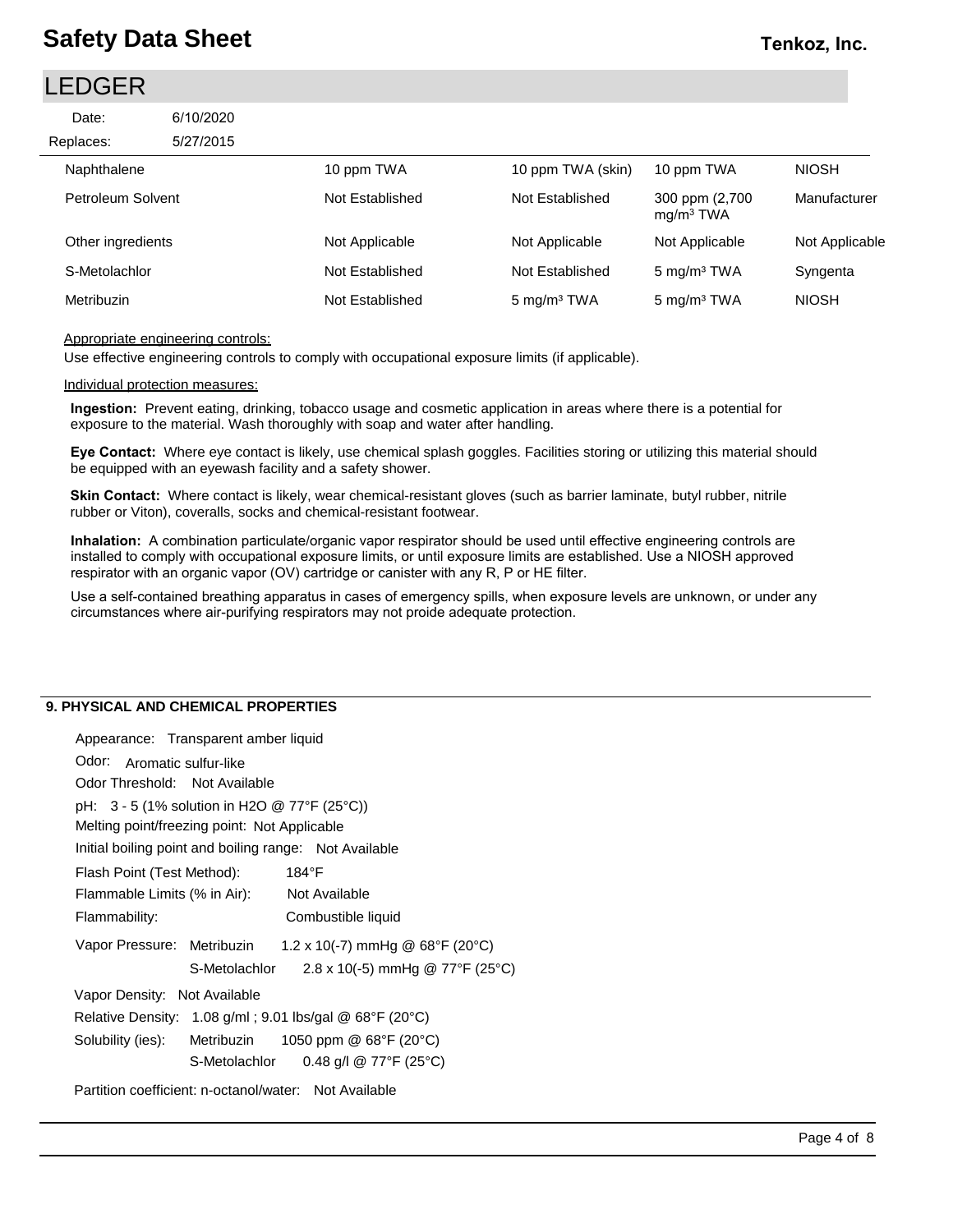| | | | | |
|---|---|---|---|---|
| Naphthalene | 10 ppm TWA | 10 ppm TWA (skin) | 10 ppm TWA | NIOSH |
| Petroleum Solvent | Not Established | Not Established | 300 ppm (2,700 mg/m³ TWA | Manufacturer |
| Other ingredients | Not Applicable | Not Applicable | Not Applicable | Not Applicable |
| S-Metolachlor | Not Established | Not Established | 5 mg/m³ TWA | Syngenta |
| Metribuzin | Not Established | 5 mg/m³ TWA | 5 mg/m³ TWA | NIOSH |

Appropriate engineering controls:

Use effective engineering controls to comply with occupational exposure limits (if applicable).

Individual protection measures:

**Ingestion:** Prevent eating, drinking, tobacco usage and cosmetic application in areas where there is a potential for exposure to the material. Wash thoroughly with soap and water after handling.

**Eye Contact:** Where eye contact is likely, use chemical splash goggles. Facilities storing or utilizing this material should be equipped with an eyewash facility and a safety shower.

**Skin Contact:** Where contact is likely, wear chemical-resistant gloves (such as barrier laminate, butyl rubber, nitrile rubber or Viton), coveralls, socks and chemical-resistant footwear.

**Inhalation:** A combination particulate/organic vapor respirator should be used until effective engineering controls are installed to comply with occupational exposure limits, or until exposure limits are established. Use a NIOSH approved respirator with an organic vapor (OV) cartridge or canister with any R, P or HE filter.

Use a self-contained breathing apparatus in cases of emergency spills, when exposure levels are unknown, or under any circumstances where air-purifying respirators may not proide adequate protection.

## 9. PHYSICAL AND CHEMICAL PROPERTIES

Appearance: Transparent amber liquid

Odor: Aromatic sulfur-like

Odor Threshold: Not Available

pH: 3 - 5 (1% solution in H2O @ 77°F (25°C))

Melting point/freezing point: Not Applicable

Initial boiling point and boiling range: Not Available

Flash Point (Test Method): 184°F

Flammable Limits (% in Air): Not Available

Flammability: Combustible liquid

Vapor Pressure: Metribuzin 1.2 x 10(-7) mmHg @ 68°F (20°C)
S-Metolachlor 2.8 x 10(-5) mmHg @ 77°F (25°C)

Vapor Density: Not Available

Relative Density: 1.08 g/ml ; 9.01 lbs/gal @ 68°F (20°C)

Solubility (ies): Metribuzin 1050 ppm @ 68°F (20°C)
S-Metolachlor 0.48 g/l @ 77°F (25°C)

Partition coefficient: n-octanol/water: Not Available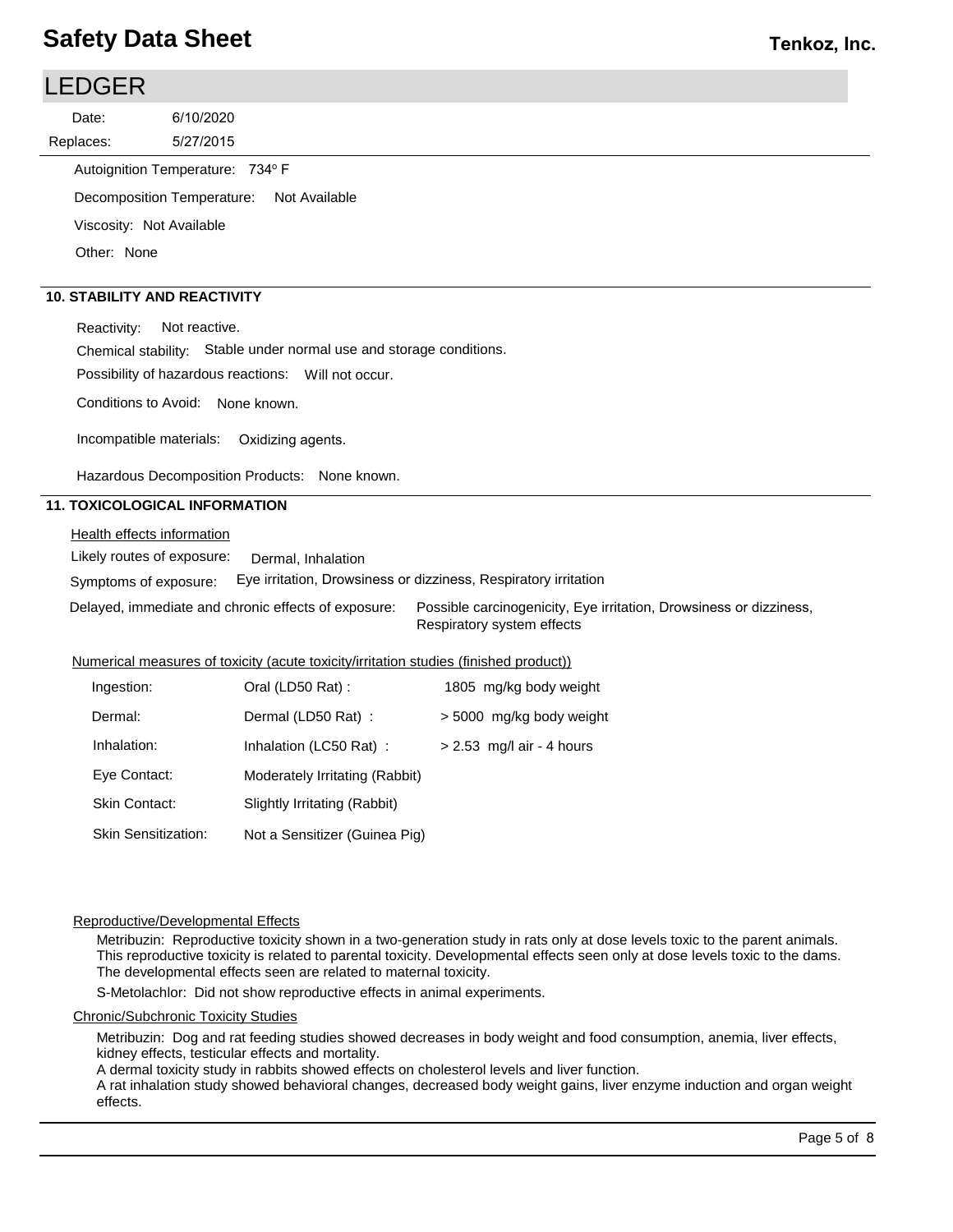# LEDGER

Date: 6/10/2020

Replaces: 5/27/2015

Autoignition Temperature: 734° F

Decomposition Temperature: Not Available

Viscosity: Not Available

Other: None

## 10. STABILITY AND REACTIVITY

Reactivity: Not reactive.

Chemical stability: Stable under normal use and storage conditions.

Possibility of hazardous reactions: Will not occur.

Conditions to Avoid: None known.

Incompatible materials: Oxidizing agents.

Hazardous Decomposition Products: None known.

## 11. TOXICOLOGICAL INFORMATION

Health effects information

Likely routes of exposure: Dermal, Inhalation

Symptoms of exposure: Eye irritation, Drowsiness or dizziness, Respiratory irritation

Delayed, immediate and chronic effects of exposure: Possible carcinogenicity, Eye irritation, Drowsiness or dizziness, Respiratory system effects

Numerical measures of toxicity (acute toxicity/irritation studies (finished product))

| | | |
|---|---|---|
| Ingestion: | Oral (LD50 Rat) : | 1805 mg/kg body weight |
| Dermal: | Dermal (LD50 Rat) : | > 5000 mg/kg body weight |
| Inhalation: | Inhalation (LC50 Rat) : | > 2.53 mg/l air - 4 hours |
| Eye Contact: | Moderately Irritating (Rabbit) | |
| Skin Contact: | Slightly Irritating (Rabbit) | |
| Skin Sensitization: | Not a Sensitizer (Guinea Pig) | |

Reproductive/Developmental Effects

Metribuzin: Reproductive toxicity shown in a two-generation study in rats only at dose levels toxic to the parent animals. This reproductive toxicity is related to parental toxicity. Developmental effects seen only at dose levels toxic to the dams. The developmental effects seen are related to maternal toxicity.

S-Metolachlor: Did not show reproductive effects in animal experiments.

Chronic/Subchronic Toxicity Studies

Metribuzin: Dog and rat feeding studies showed decreases in body weight and food consumption, anemia, liver effects, kidney effects, testicular effects and mortality.
A dermal toxicity study in rabbits showed effects on cholesterol levels and liver function.
A rat inhalation study showed behavioral changes, decreased body weight gains, liver enzyme induction and organ weight effects.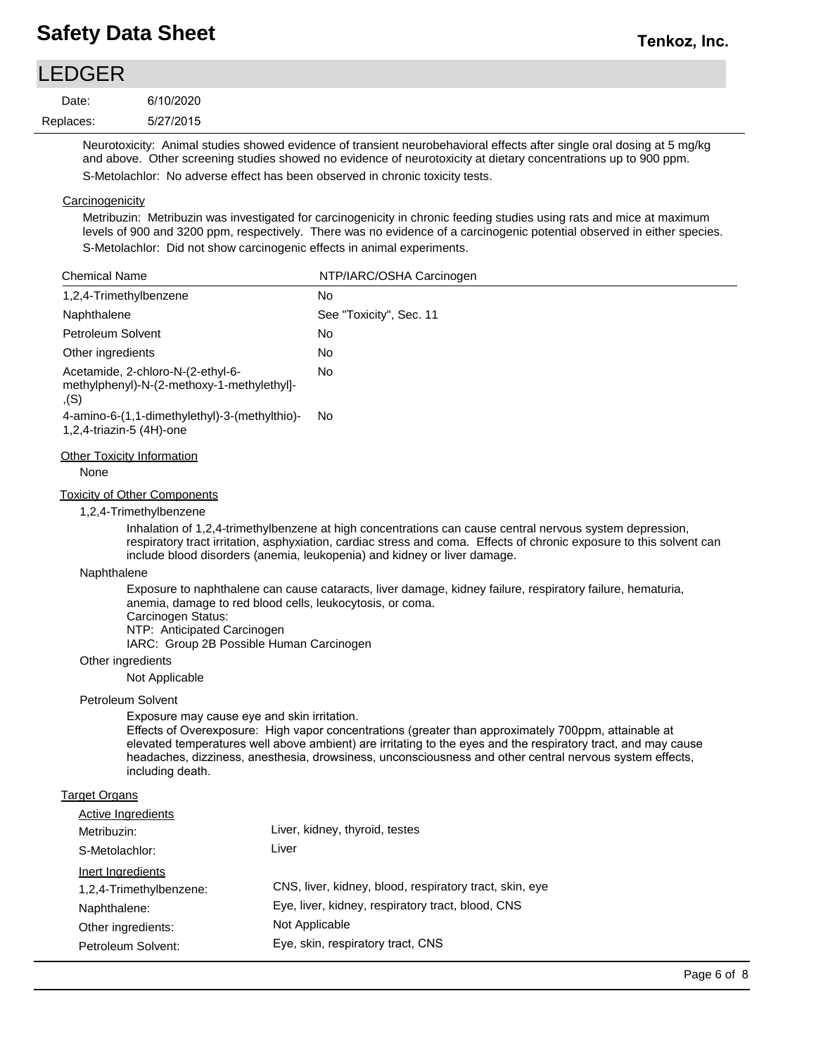Neurotoxicity: Animal studies showed evidence of transient neurobehavioral effects after single oral dosing at 5 mg/kg and above. Other screening studies showed no evidence of neurotoxicity at dietary concentrations up to 900 ppm.

S-Metolachlor: No adverse effect has been observed in chronic toxicity tests.

### Carcinogenicity

Metribuzin: Metribuzin was investigated for carcinogenicity in chronic feeding studies using rats and mice at maximum levels of 900 and 3200 ppm, respectively. There was no evidence of a carcinogenic potential observed in either species.

S-Metolachlor: Did not show carcinogenic effects in animal experiments.

| Chemical Name | NTP/IARC/OSHA Carcinogen |
|---|---|
| 1,2,4-Trimethylbenzene | No |
| Naphthalene | See "Toxicity", Sec. 11 |
| Petroleum Solvent | No |
| Other ingredients | No |
| Acetamide, 2-chloro-N-(2-ethyl-6-methylphenyl)-N-(2-methoxy-1-methylethyl]-,(S) | No |
| 4-amino-6-(1,1-dimethylethyl)-3-(methylthio)-1,2,4-triazin-5 (4H)-one | No |

### Other Toxicity Information

None

### Toxicity of Other Components

**1,2,4-Trimethylbenzene**

Inhalation of 1,2,4-trimethylbenzene at high concentrations can cause central nervous system depression, respiratory tract irritation, asphyxiation, cardiac stress and coma. Effects of chronic exposure to this solvent can include blood disorders (anemia, leukopenia) and kidney or liver damage.

**Naphthalene**

Exposure to naphthalene can cause cataracts, liver damage, kidney failure, respiratory failure, hematuria, anemia, damage to red blood cells, leukocytosis, or coma.
Carcinogen Status:
NTP: Anticipated Carcinogen
IARC: Group 2B Possible Human Carcinogen

**Other ingredients**

Not Applicable

**Petroleum Solvent**

Exposure may cause eye and skin irritation.
Effects of Overexposure: High vapor concentrations (greater than approximately 700ppm, attainable at elevated temperatures well above ambient) are irritating to the eyes and the respiratory tract, and may cause headaches, dizziness, anesthesia, drowsiness, unconsciousness and other central nervous system effects, including death.

### Target Organs

**Active Ingredients**

| | |
|---|---|
| Metribuzin: | Liver, kidney, thyroid, testes |
| S-Metolachlor: | Liver |

**Inert Ingredients**

| | |
|---|---|
| 1,2,4-Trimethylbenzene: | CNS, liver, kidney, blood, respiratory tract, skin, eye |
| Naphthalene: | Eye, liver, kidney, respiratory tract, blood, CNS |
| Other ingredients: | Not Applicable |
| Petroleum Solvent: | Eye, skin, respiratory tract, CNS |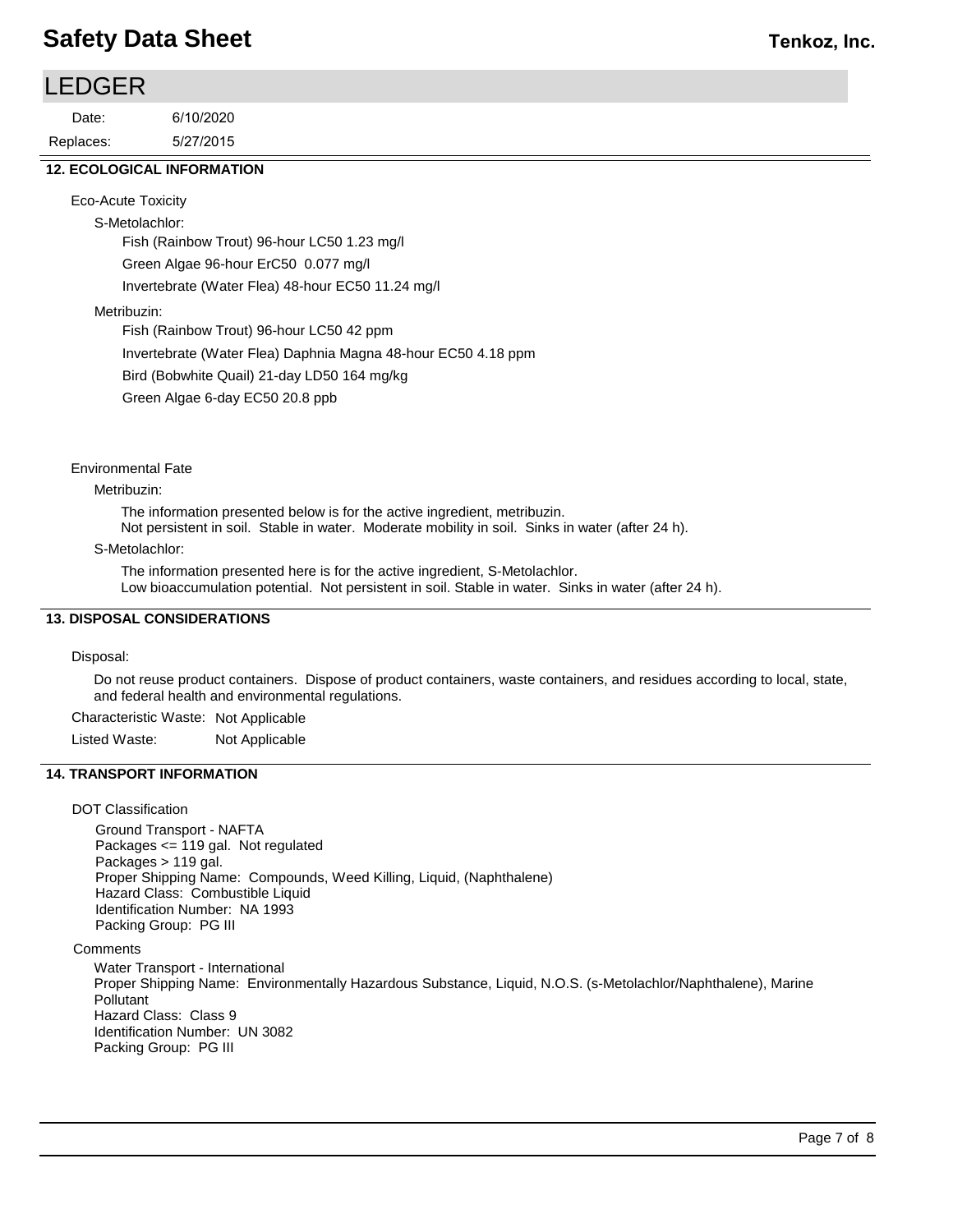## 12. ECOLOGICAL INFORMATION

Eco-Acute Toxicity

S-Metolachlor:

Fish (Rainbow Trout) 96-hour LC50 1.23 mg/l

Green Algae 96-hour ErC50 0.077 mg/l

Invertebrate (Water Flea) 48-hour EC50 11.24 mg/l

Metribuzin:

Fish (Rainbow Trout) 96-hour LC50 42 ppm

Invertebrate (Water Flea) Daphnia Magna 48-hour EC50 4.18 ppm

Bird (Bobwhite Quail) 21-day LD50 164 mg/kg

Green Algae 6-day EC50 20.8 ppb

Environmental Fate

Metribuzin:

The information presented below is for the active ingredient, metribuzin.
Not persistent in soil. Stable in water. Moderate mobility in soil. Sinks in water (after 24 h).

S-Metolachlor:

The information presented here is for the active ingredient, S-Metolachlor.
Low bioaccumulation potential. Not persistent in soil. Stable in water. Sinks in water (after 24 h).

## 13. DISPOSAL CONSIDERATIONS

Disposal:

Do not reuse product containers. Dispose of product containers, waste containers, and residues according to local, state, and federal health and environmental regulations.

Characteristic Waste: Not Applicable

Listed Waste: Not Applicable

## 14. TRANSPORT INFORMATION

DOT Classification

Ground Transport - NAFTA
Packages <= 119 gal. Not regulated
Packages > 119 gal.
Proper Shipping Name: Compounds, Weed Killing, Liquid, (Naphthalene)
Hazard Class: Combustible Liquid
Identification Number: NA 1993
Packing Group: PG III

Comments

Water Transport - International
Proper Shipping Name: Environmentally Hazardous Substance, Liquid, N.O.S. (s-Metolachlor/Naphthalene), Marine Pollutant
Hazard Class: Class 9
Identification Number: UN 3082
Packing Group: PG III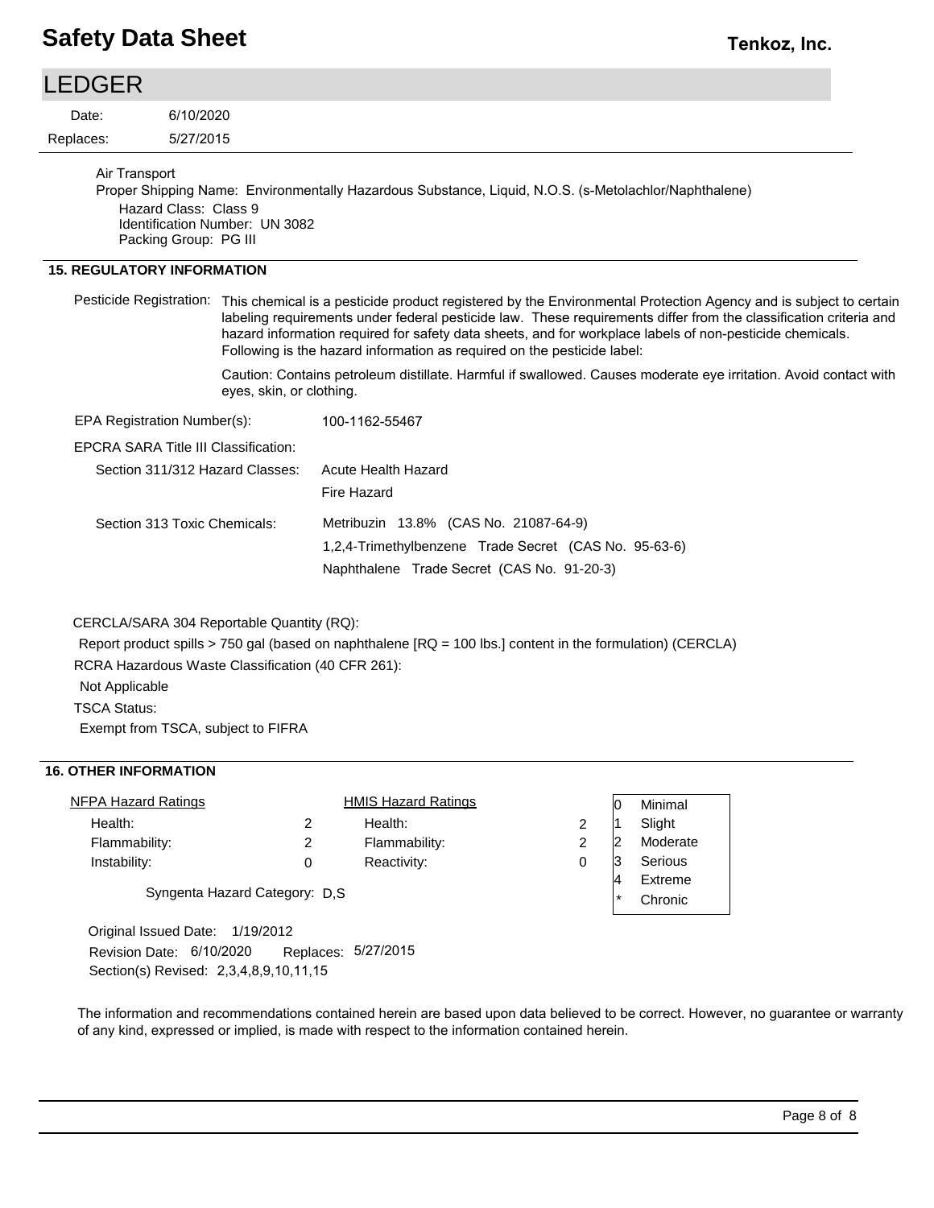Air Transport

Proper Shipping Name: Environmentally Hazardous Substance, Liquid, N.O.S. (s-Metolachlor/Naphthalene)

Hazard Class: Class 9
Identification Number: UN 3082
Packing Group: PG III

## 15. REGULATORY INFORMATION

Pesticide Registration: This chemical is a pesticide product registered by the Environmental Protection Agency and is subject to certain labeling requirements under federal pesticide law. These requirements differ from the classification criteria and hazard information required for safety data sheets, and for workplace labels of non-pesticide chemicals. Following is the hazard information as required on the pesticide label:

Caution: Contains petroleum distillate. Harmful if swallowed. Causes moderate eye irritation. Avoid contact with eyes, skin, or clothing.

EPA Registration Number(s): 100-1162-55467

EPCRA SARA Title III Classification:

Section 311/312 Hazard Classes: Acute Health Hazard
Fire Hazard

Section 313 Toxic Chemicals: Metribuzin 13.8% (CAS No. 21087-64-9)
1,2,4-Trimethylbenzene Trade Secret (CAS No. 95-63-6)
Naphthalene Trade Secret (CAS No. 91-20-3)

CERCLA/SARA 304 Reportable Quantity (RQ):

Report product spills > 750 gal (based on naphthalene [RQ = 100 lbs.] content in the formulation) (CERCLA)

RCRA Hazardous Waste Classification (40 CFR 261):

Not Applicable

TSCA Status:

Exempt from TSCA, subject to FIFRA

## 16. OTHER INFORMATION

| NFPA Hazard Ratings | | HMIS Hazard Ratings | |
|---|---|---|---|
| Health: | 2 | Health: | 2 |
| Flammability: | 2 | Flammability: | 2 |
| Instability: | 0 | Reactivity: | 0 |

| | |
|---|---|
| 0 | Minimal |
| 1 | Slight |
| 2 | Moderate |
| 3 | Serious |
| 4 | Extreme |
| * | Chronic |

Syngenta Hazard Category: D,S

Original Issued Date: 1/19/2012
Revision Date: 6/10/2020 Replaces: 5/27/2015
Section(s) Revised: 2,3,4,8,9,10,11,15

The information and recommendations contained herein are based upon data believed to be correct. However, no guarantee or warranty of any kind, expressed or implied, is made with respect to the information contained herein.